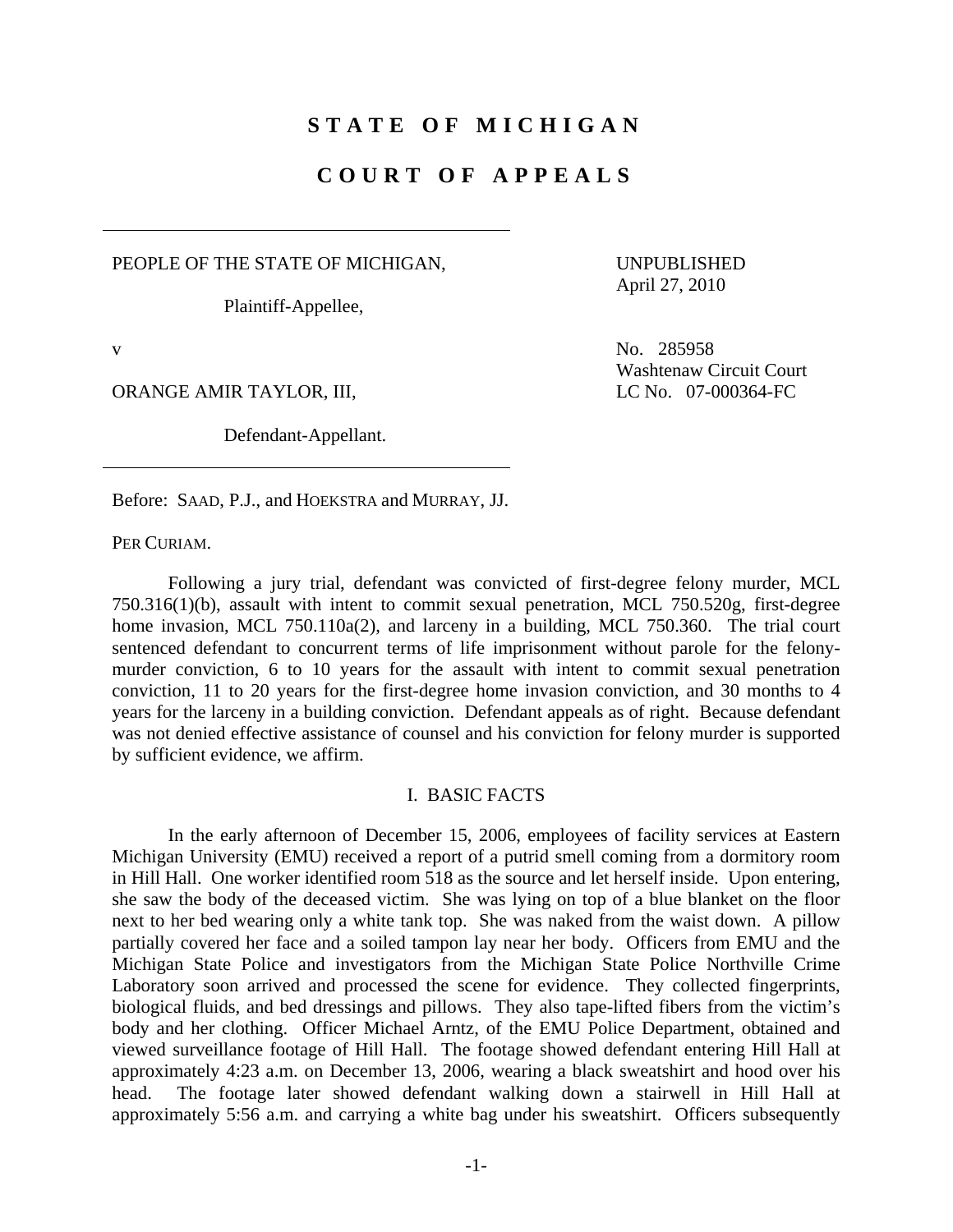# STATE OF MICHIGAN

# COURT OF APPEALS

PEOPLE OF THE STATE OF MICHIGAN,

Plaintiff-Appellee,

v

ORANGE AMIR TAYLOR, III,

Defendant-Appellant.

UNPUBLISHED
April 27, 2010

No. 285958
Washtenaw Circuit Court
LC No. 07-000364-FC

Before: SAAD, P.J., and HOEKSTRA and MURRAY, JJ.

PER CURIAM.

Following a jury trial, defendant was convicted of first-degree felony murder, MCL 750.316(1)(b), assault with intent to commit sexual penetration, MCL 750.520g, first-degree home invasion, MCL 750.110a(2), and larceny in a building, MCL 750.360. The trial court sentenced defendant to concurrent terms of life imprisonment without parole for the felony-murder conviction, 6 to 10 years for the assault with intent to commit sexual penetration conviction, 11 to 20 years for the first-degree home invasion conviction, and 30 months to 4 years for the larceny in a building conviction. Defendant appeals as of right. Because defendant was not denied effective assistance of counsel and his conviction for felony murder is supported by sufficient evidence, we affirm.

## I. BASIC FACTS

In the early afternoon of December 15, 2006, employees of facility services at Eastern Michigan University (EMU) received a report of a putrid smell coming from a dormitory room in Hill Hall. One worker identified room 518 as the source and let herself inside. Upon entering, she saw the body of the deceased victim. She was lying on top of a blue blanket on the floor next to her bed wearing only a white tank top. She was naked from the waist down. A pillow partially covered her face and a soiled tampon lay near her body. Officers from EMU and the Michigan State Police and investigators from the Michigan State Police Northville Crime Laboratory soon arrived and processed the scene for evidence. They collected fingerprints, biological fluids, and bed dressings and pillows. They also tape-lifted fibers from the victim's body and her clothing. Officer Michael Arntz, of the EMU Police Department, obtained and viewed surveillance footage of Hill Hall. The footage showed defendant entering Hill Hall at approximately 4:23 a.m. on December 13, 2006, wearing a black sweatshirt and hood over his head. The footage later showed defendant walking down a stairwell in Hill Hall at approximately 5:56 a.m. and carrying a white bag under his sweatshirt. Officers subsequently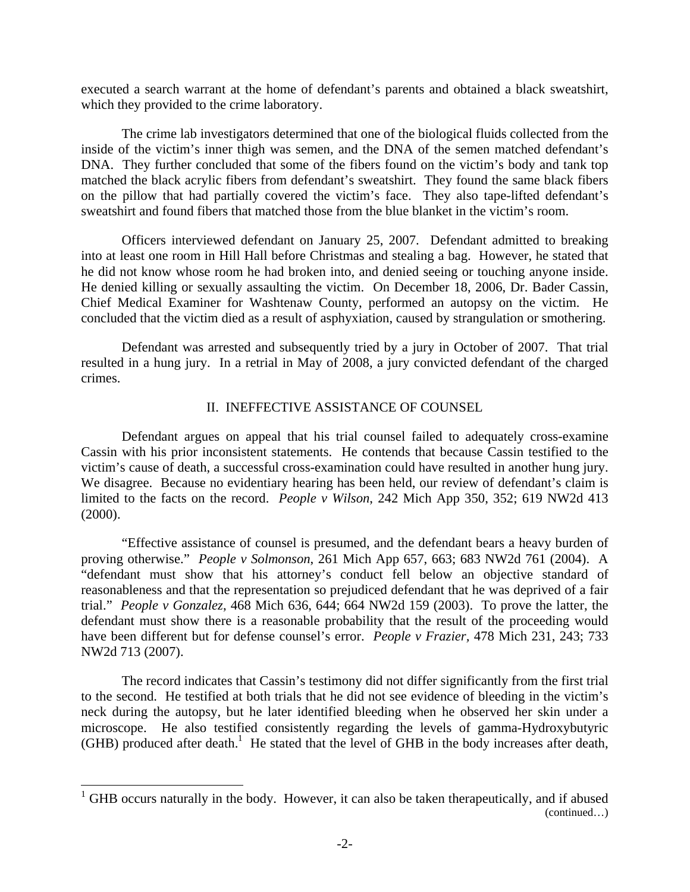executed a search warrant at the home of defendant's parents and obtained a black sweatshirt, which they provided to the crime laboratory.

The crime lab investigators determined that one of the biological fluids collected from the inside of the victim's inner thigh was semen, and the DNA of the semen matched defendant's DNA. They further concluded that some of the fibers found on the victim's body and tank top matched the black acrylic fibers from defendant's sweatshirt. They found the same black fibers on the pillow that had partially covered the victim's face. They also tape-lifted defendant's sweatshirt and found fibers that matched those from the blue blanket in the victim's room.

Officers interviewed defendant on January 25, 2007. Defendant admitted to breaking into at least one room in Hill Hall before Christmas and stealing a bag. However, he stated that he did not know whose room he had broken into, and denied seeing or touching anyone inside. He denied killing or sexually assaulting the victim. On December 18, 2006, Dr. Bader Cassin, Chief Medical Examiner for Washtenaw County, performed an autopsy on the victim. He concluded that the victim died as a result of asphyxiation, caused by strangulation or smothering.

Defendant was arrested and subsequently tried by a jury in October of 2007. That trial resulted in a hung jury. In a retrial in May of 2008, a jury convicted defendant of the charged crimes.

## II. INEFFECTIVE ASSISTANCE OF COUNSEL

Defendant argues on appeal that his trial counsel failed to adequately cross-examine Cassin with his prior inconsistent statements. He contends that because Cassin testified to the victim's cause of death, a successful cross-examination could have resulted in another hung jury. We disagree. Because no evidentiary hearing has been held, our review of defendant's claim is limited to the facts on the record. *People v Wilson*, 242 Mich App 350, 352; 619 NW2d 413 (2000).

"Effective assistance of counsel is presumed, and the defendant bears a heavy burden of proving otherwise." *People v Solmonson*, 261 Mich App 657, 663; 683 NW2d 761 (2004). A "defendant must show that his attorney's conduct fell below an objective standard of reasonableness and that the representation so prejudiced defendant that he was deprived of a fair trial." *People v Gonzalez*, 468 Mich 636, 644; 664 NW2d 159 (2003). To prove the latter, the defendant must show there is a reasonable probability that the result of the proceeding would have been different but for defense counsel's error. *People v Frazier*, 478 Mich 231, 243; 733 NW2d 713 (2007).

The record indicates that Cassin's testimony did not differ significantly from the first trial to the second. He testified at both trials that he did not see evidence of bleeding in the victim's neck during the autopsy, but he later identified bleeding when he observed her skin under a microscope. He also testified consistently regarding the levels of gamma-Hydroxybutyric (GHB) produced after death.[1] He stated that the level of GHB in the body increases after death,

---

[1] GHB occurs naturally in the body. However, it can also be taken therapeutically, and if abused (continued…)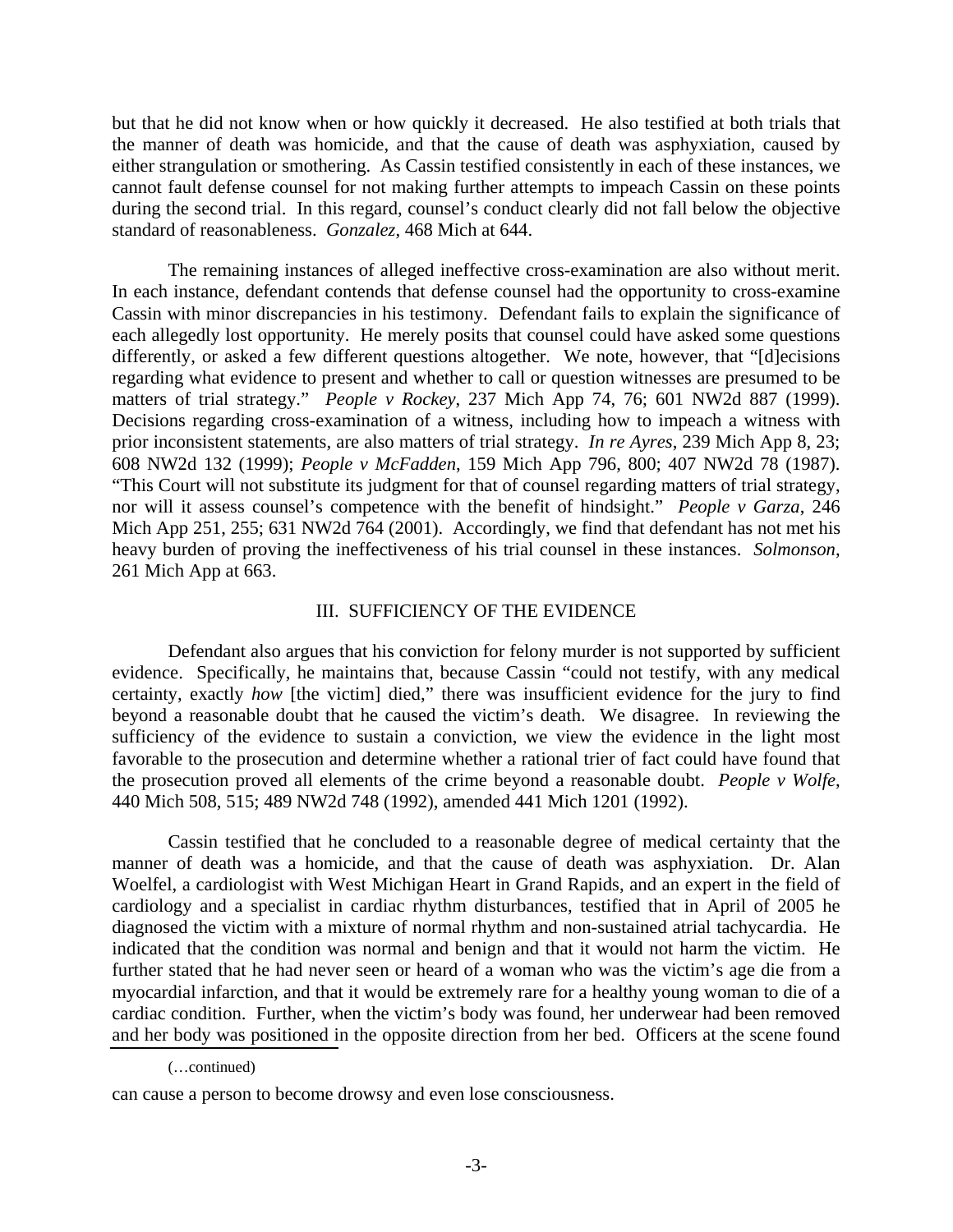but that he did not know when or how quickly it decreased. He also testified at both trials that the manner of death was homicide, and that the cause of death was asphyxiation, caused by either strangulation or smothering. As Cassin testified consistently in each of these instances, we cannot fault defense counsel for not making further attempts to impeach Cassin on these points during the second trial. In this regard, counsel's conduct clearly did not fall below the objective standard of reasonableness. *Gonzalez*, 468 Mich at 644.

The remaining instances of alleged ineffective cross-examination are also without merit. In each instance, defendant contends that defense counsel had the opportunity to cross-examine Cassin with minor discrepancies in his testimony. Defendant fails to explain the significance of each allegedly lost opportunity. He merely posits that counsel could have asked some questions differently, or asked a few different questions altogether. We note, however, that "[d]ecisions regarding what evidence to present and whether to call or question witnesses are presumed to be matters of trial strategy." *People v Rockey*, 237 Mich App 74, 76; 601 NW2d 887 (1999). Decisions regarding cross-examination of a witness, including how to impeach a witness with prior inconsistent statements, are also matters of trial strategy. *In re Ayres*, 239 Mich App 8, 23; 608 NW2d 132 (1999); *People v McFadden*, 159 Mich App 796, 800; 407 NW2d 78 (1987). "This Court will not substitute its judgment for that of counsel regarding matters of trial strategy, nor will it assess counsel's competence with the benefit of hindsight." *People v Garza*, 246 Mich App 251, 255; 631 NW2d 764 (2001). Accordingly, we find that defendant has not met his heavy burden of proving the ineffectiveness of his trial counsel in these instances. *Solmonson*, 261 Mich App at 663.

## III. SUFFICIENCY OF THE EVIDENCE

Defendant also argues that his conviction for felony murder is not supported by sufficient evidence. Specifically, he maintains that, because Cassin "could not testify, with any medical certainty, exactly *how* [the victim] died," there was insufficient evidence for the jury to find beyond a reasonable doubt that he caused the victim's death. We disagree. In reviewing the sufficiency of the evidence to sustain a conviction, we view the evidence in the light most favorable to the prosecution and determine whether a rational trier of fact could have found that the prosecution proved all elements of the crime beyond a reasonable doubt. *People v Wolfe*, 440 Mich 508, 515; 489 NW2d 748 (1992), amended 441 Mich 1201 (1992).

Cassin testified that he concluded to a reasonable degree of medical certainty that the manner of death was a homicide, and that the cause of death was asphyxiation. Dr. Alan Woelfel, a cardiologist with West Michigan Heart in Grand Rapids, and an expert in the field of cardiology and a specialist in cardiac rhythm disturbances, testified that in April of 2005 he diagnosed the victim with a mixture of normal rhythm and non-sustained atrial tachycardia. He indicated that the condition was normal and benign and that it would not harm the victim. He further stated that he had never seen or heard of a woman who was the victim's age die from a myocardial infarction, and that it would be extremely rare for a healthy young woman to die of a cardiac condition. Further, when the victim's body was found, her underwear had been removed and her body was positioned in the opposite direction from her bed. Officers at the scene found

---

(…continued)

can cause a person to become drowsy and even lose consciousness.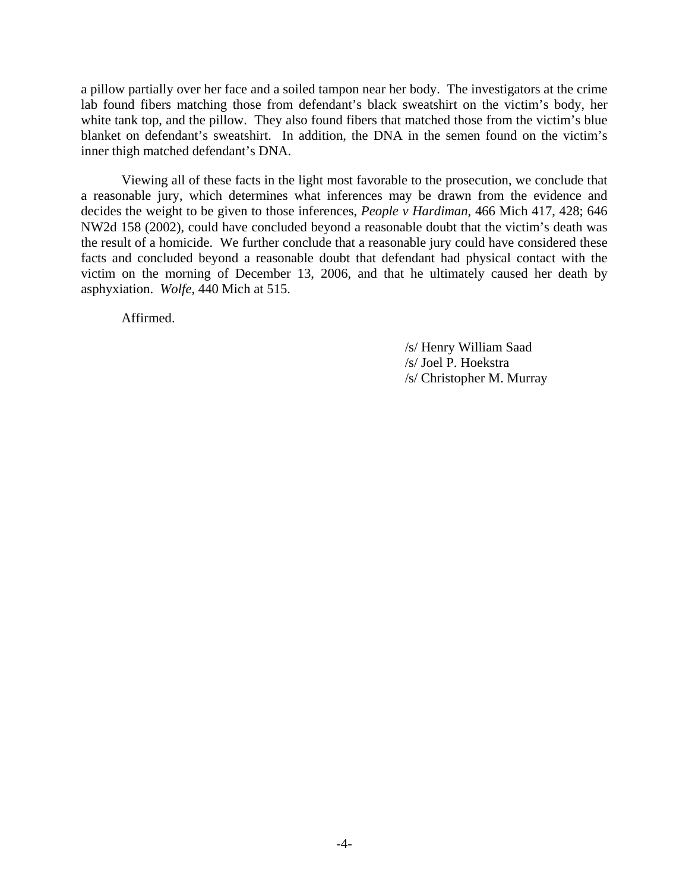a pillow partially over her face and a soiled tampon near her body. The investigators at the crime lab found fibers matching those from defendant's black sweatshirt on the victim's body, her white tank top, and the pillow. They also found fibers that matched those from the victim's blue blanket on defendant's sweatshirt. In addition, the DNA in the semen found on the victim's inner thigh matched defendant's DNA.

Viewing all of these facts in the light most favorable to the prosecution, we conclude that a reasonable jury, which determines what inferences may be drawn from the evidence and decides the weight to be given to those inferences, *People v Hardiman*, 466 Mich 417, 428; 646 NW2d 158 (2002), could have concluded beyond a reasonable doubt that the victim's death was the result of a homicide. We further conclude that a reasonable jury could have considered these facts and concluded beyond a reasonable doubt that defendant had physical contact with the victim on the morning of December 13, 2006, and that he ultimately caused her death by asphyxiation. *Wolfe*, 440 Mich at 515.

Affirmed.

/s/ Henry William Saad
/s/ Joel P. Hoekstra
/s/ Christopher M. Murray